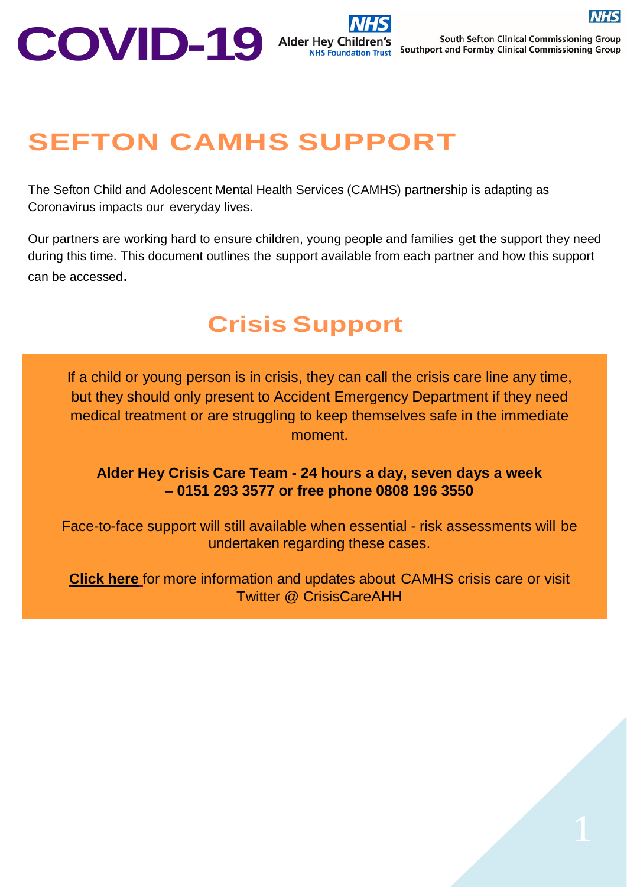# COVID-19

Alder Hey Children's NHS Foundation Trust

South Sefton Clinical Commissioning Group
Southport and Formby Clinical Commissioning Group

# SEFTON CAMHS SUPPORT

The Sefton Child and Adolescent Mental Health Services (CAMHS) partnership is adapting as Coronavirus impacts our everyday lives.

Our partners are working hard to ensure children, young people and families get the support they need during this time. This document outlines the support available from each partner and how this support can be accessed.

## Crisis Support

If a child or young person is in crisis, they can call the crisis care line any time, but they should only present to Accident Emergency Department if they need medical treatment or are struggling to keep themselves safe in the immediate moment.

**Alder Hey Crisis Care Team - 24 hours a day, seven days a week – 0151 293 3577 or free phone 0808 196 3550**

Face-to-face support will still available when essential - risk assessments will be undertaken regarding these cases.

**Click here** for more information and updates about CAMHS crisis care or visit Twitter @ CrisisCareAHH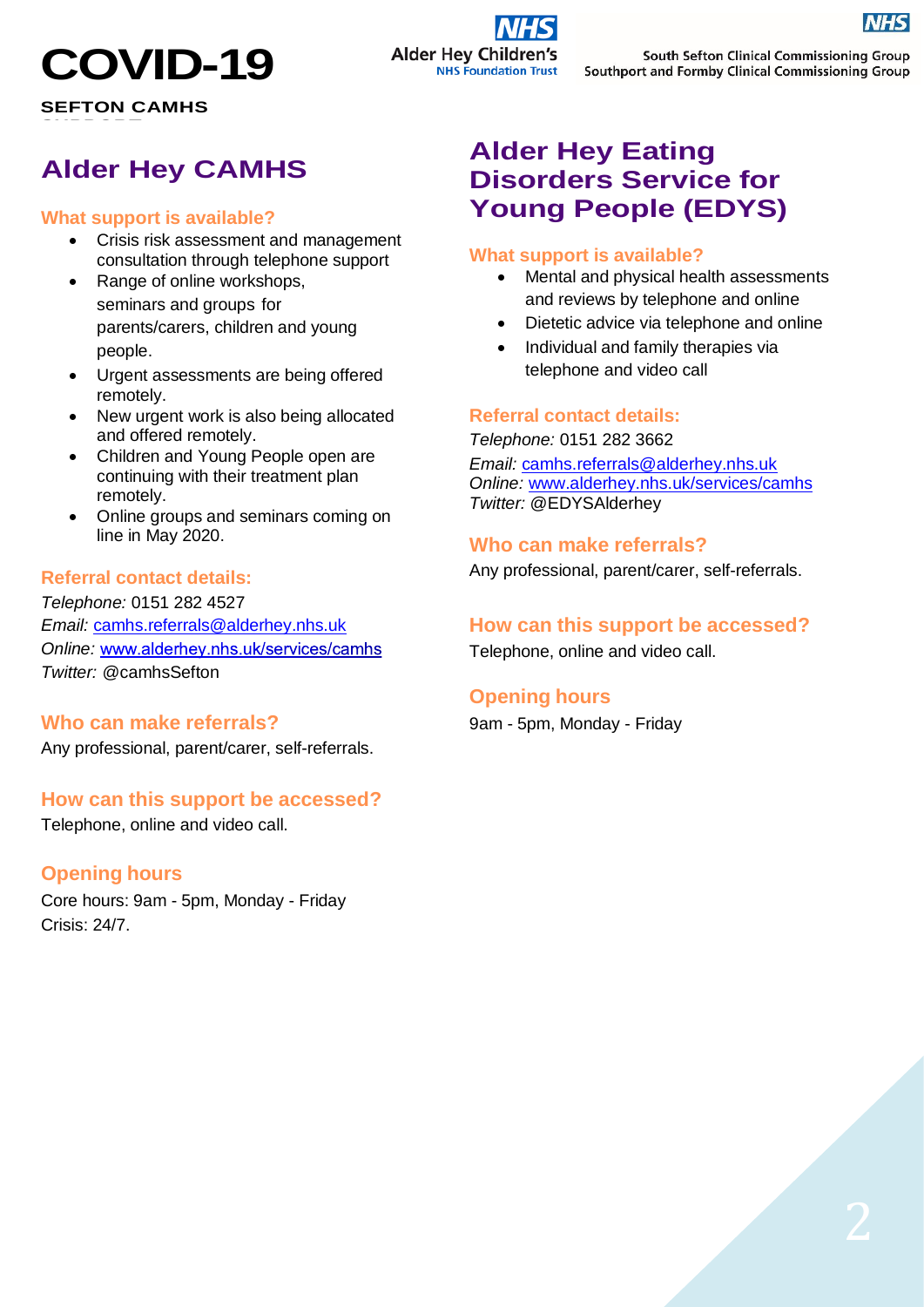# COVID-19

**SEFTON CAMHS**

Alder Hey Children's NHS Foundation Trust

South Sefton Clinical Commissioning Group
Southport and Formby Clinical Commissioning Group

## Alder Hey CAMHS

### What support is available?

- Crisis risk assessment and management consultation through telephone support
- Range of online workshops, seminars and groups for parents/carers, children and young people.
- Urgent assessments are being offered remotely.
- New urgent work is also being allocated and offered remotely.
- Children and Young People open are continuing with their treatment plan remotely.
- Online groups and seminars coming on line in May 2020.

### Referral contact details:

*Telephone:* 0151 282 4527
*Email:* camhs.referrals@alderhey.nhs.uk
*Online:* www.alderhey.nhs.uk/services/camhs
*Twitter:* @camhsSefton

### Who can make referrals?

Any professional, parent/carer, self-referrals.

### How can this support be accessed?

Telephone, online and video call.

### Opening hours

Core hours: 9am - 5pm, Monday - Friday
Crisis: 24/7.

## Alder Hey Eating Disorders Service for Young People (EDYS)

### What support is available?

- Mental and physical health assessments and reviews by telephone and online
- Dietetic advice via telephone and online
- Individual and family therapies via telephone and video call

### Referral contact details:

*Telephone:* 0151 282 3662
*Email:* camhs.referrals@alderhey.nhs.uk
*Online:* www.alderhey.nhs.uk/services/camhs
*Twitter:* @EDYSAlderhey

### Who can make referrals?

Any professional, parent/carer, self-referrals.

### How can this support be accessed?

Telephone, online and video call.

### Opening hours

9am - 5pm, Monday - Friday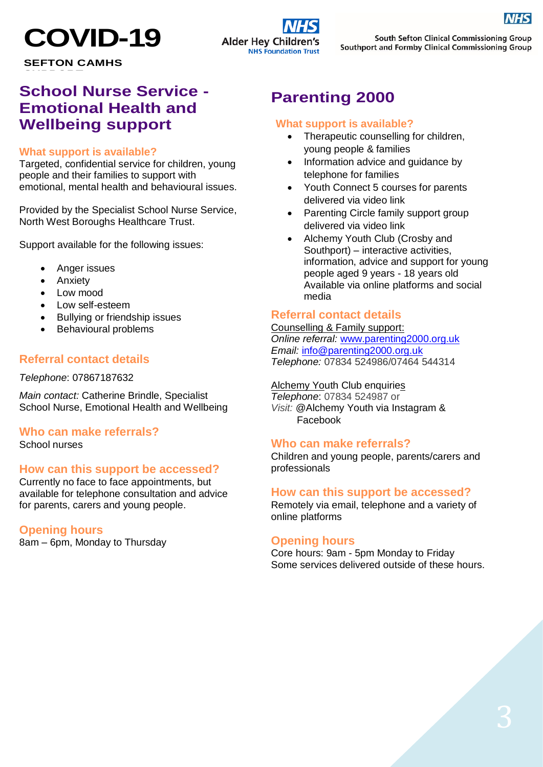# COVID-19

**SEFTON CAMHS**

Alder Hey Children's NHS Foundation Trust

South Sefton Clinical Commissioning Group
Southport and Formby Clinical Commissioning Group

## School Nurse Service - Emotional Health and Wellbeing support

### What support is available?

Targeted, confidential service for children, young people and their families to support with emotional, mental health and behavioural issues.

Provided by the Specialist School Nurse Service, North West Boroughs Healthcare Trust.

Support available for the following issues:

- Anger issues
- Anxiety
- Low mood
- Low self-esteem
- Bullying or friendship issues
- Behavioural problems

### Referral contact details

*Telephone*: 07867187632

*Main contact:* Catherine Brindle, Specialist School Nurse, Emotional Health and Wellbeing

### Who can make referrals?

School nurses

### How can this support be accessed?

Currently no face to face appointments, but available for telephone consultation and advice for parents, carers and young people.

### Opening hours

8am – 6pm, Monday to Thursday

## Parenting 2000

### What support is available?

- Therapeutic counselling for children, young people & families
- Information advice and guidance by telephone for families
- Youth Connect 5 courses for parents delivered via video link
- Parenting Circle family support group delivered via video link
- Alchemy Youth Club (Crosby and Southport) – interactive activities, information, advice and support for young people aged 9 years - 18 years old Available via online platforms and social media

### Referral contact details

Counselling & Family support:
*Online referral:* www.parenting2000.org.uk
*Email:* info@parenting2000.org.uk
*Telephone:* 07834 524986/07464 544314

Alchemy Youth Club enquiries
*Telephone*: 07834 524987 or
*Visit:* @Alchemy Youth via Instagram & Facebook

### Who can make referrals?

Children and young people, parents/carers and professionals

### How can this support be accessed?

Remotely via email, telephone and a variety of online platforms

### Opening hours

Core hours: 9am - 5pm Monday to Friday
Some services delivered outside of these hours.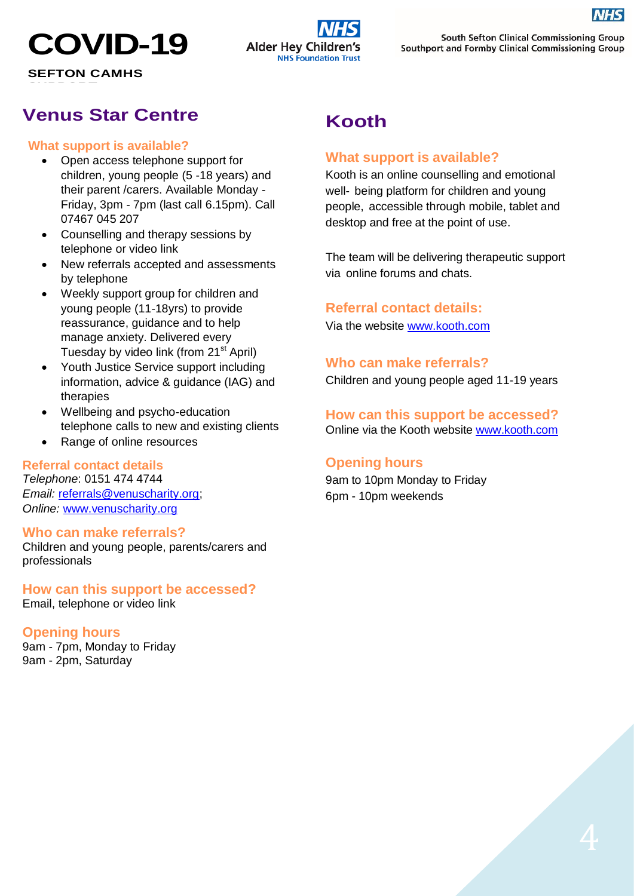# COVID-19

**SEFTON CAMHS**

## Venus Star Centre

### What support is available?

- Open access telephone support for children, young people (5 -18 years) and their parent /carers. Available Monday - Friday, 3pm - 7pm (last call 6.15pm). Call 07467 045 207
- Counselling and therapy sessions by telephone or video link
- New referrals accepted and assessments by telephone
- Weekly support group for children and young people (11-18yrs) to provide reassurance, guidance and to help manage anxiety. Delivered every Tuesday by video link (from 21st April)
- Youth Justice Service support including information, advice & guidance (IAG) and therapies
- Wellbeing and psycho-education telephone calls to new and existing clients
- Range of online resources

### Referral contact details

*Telephone*: 0151 474 4744
*Email:* referrals@venuscharity.org;
*Online:* www.venuscharity.org

### Who can make referrals?

Children and young people, parents/carers and professionals

### How can this support be accessed?

Email, telephone or video link

### Opening hours

9am - 7pm, Monday to Friday
9am - 2pm, Saturday

## Kooth

### What support is available?

Kooth is an online counselling and emotional well- being platform for children and young people, accessible through mobile, tablet and desktop and free at the point of use.

The team will be delivering therapeutic support via online forums and chats.

### Referral contact details:

Via the website www.kooth.com

### Who can make referrals?

Children and young people aged 11-19 years

### How can this support be accessed?

Online via the Kooth website www.kooth.com

### Opening hours

9am to 10pm Monday to Friday
6pm - 10pm weekends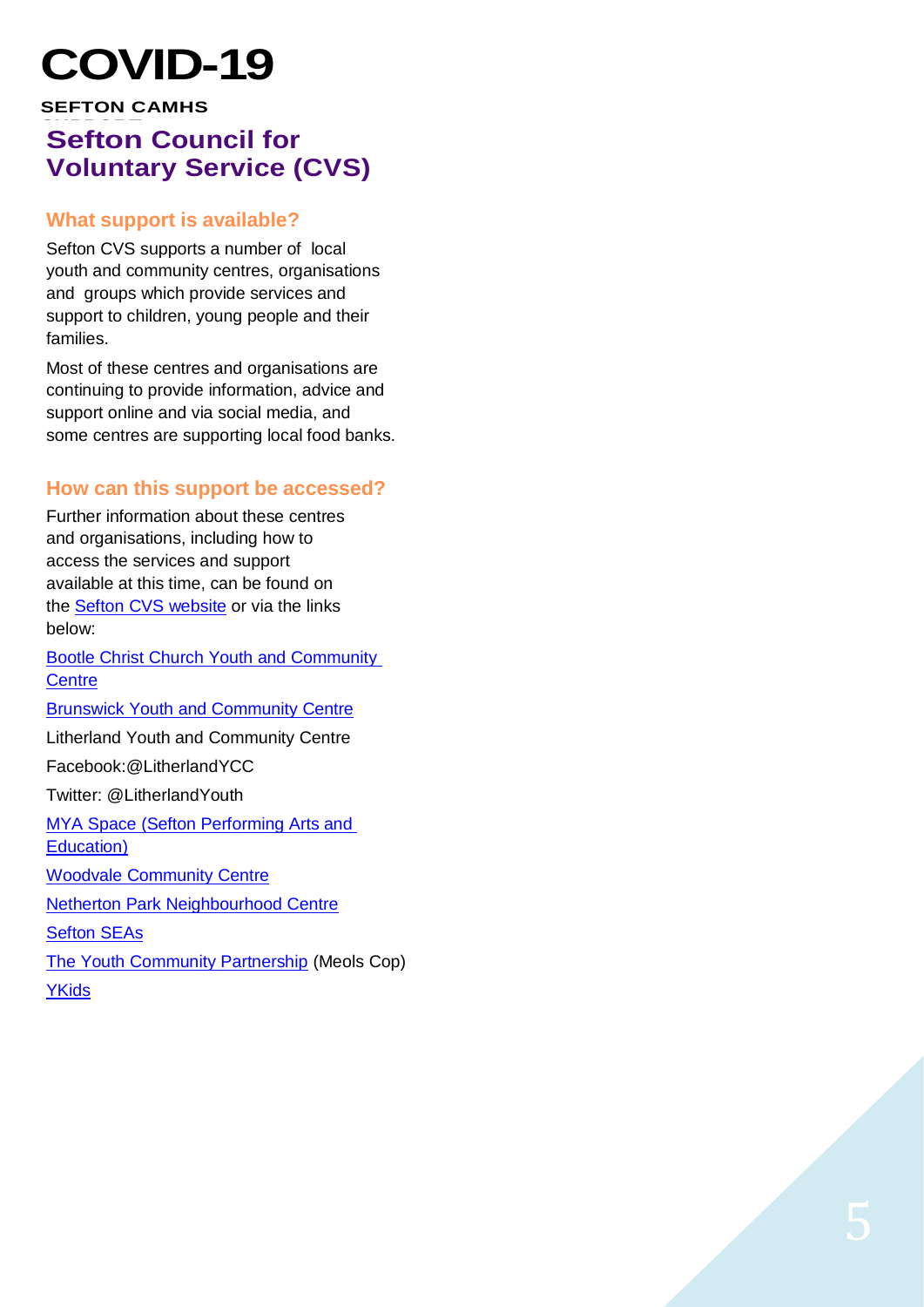# COVID-19

**SEFTON CAMHS**

## Sefton Council for Voluntary Service (CVS)

### What support is available?

Sefton CVS supports a number of local youth and community centres, organisations and groups which provide services and support to children, young people and their families.

Most of these centres and organisations are continuing to provide information, advice and support online and via social media, and some centres are supporting local food banks.

### How can this support be accessed?

Further information about these centres and organisations, including how to access the services and support available at this time, can be found on the Sefton CVS website or via the links below:

Bootle Christ Church Youth and Community Centre

Brunswick Youth and Community Centre

Litherland Youth and Community Centre

Facebook:@LitherlandYCC

Twitter: @LitherlandYouth

MYA Space (Sefton Performing Arts and Education)

Woodvale Community Centre

Netherton Park Neighbourhood Centre

Sefton SEAs

The Youth Community Partnership (Meols Cop)

YKids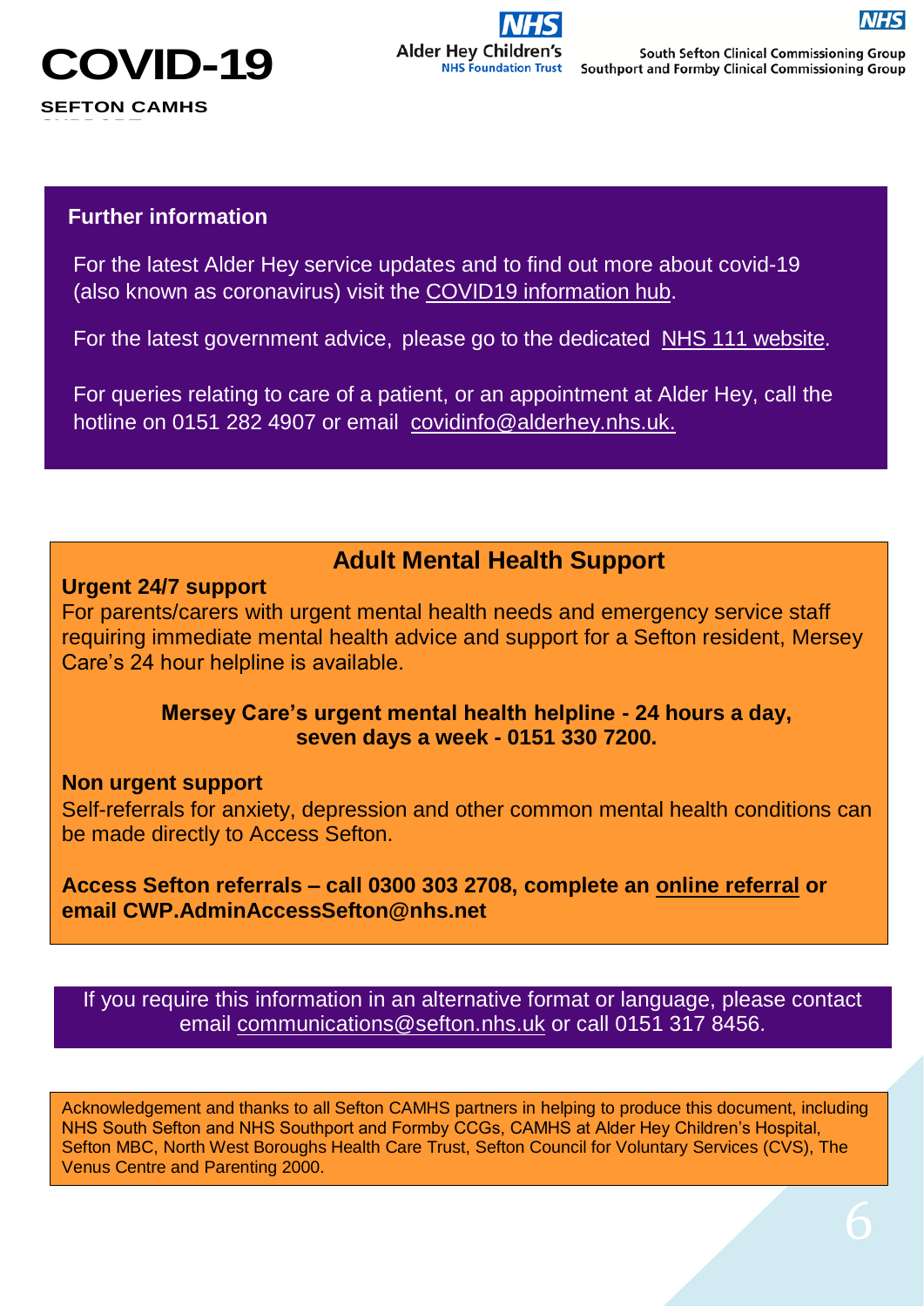# COVID-19

**SEFTON CAMHS**

Alder Hey Children's NHS Foundation Trust

South Sefton Clinical Commissioning Group
Southport and Formby Clinical Commissioning Group

## Further information

For the latest Alder Hey service updates and to find out more about covid-19 (also known as coronavirus) visit the COVID19 information hub.

For the latest government advice, please go to the dedicated NHS 111 website.

For queries relating to care of a patient, or an appointment at Alder Hey, call the hotline on 0151 282 4907 or email covidinfo@alderhey.nhs.uk.

## Adult Mental Health Support

**Urgent 24/7 support**

For parents/carers with urgent mental health needs and emergency service staff requiring immediate mental health advice and support for a Sefton resident, Mersey Care's 24 hour helpline is available.

**Mersey Care's urgent mental health helpline - 24 hours a day, seven days a week - 0151 330 7200.**

**Non urgent support**

Self-referrals for anxiety, depression and other common mental health conditions can be made directly to Access Sefton.

**Access Sefton referrals – call 0300 303 2708, complete an online referral or email CWP.AdminAccessSefton@nhs.net**

If you require this information in an alternative format or language, please contact email communications@sefton.nhs.uk or call 0151 317 8456.

Acknowledgement and thanks to all Sefton CAMHS partners in helping to produce this document, including NHS South Sefton and NHS Southport and Formby CCGs, CAMHS at Alder Hey Children's Hospital, Sefton MBC, North West Boroughs Health Care Trust, Sefton Council for Voluntary Services (CVS), The Venus Centre and Parenting 2000.